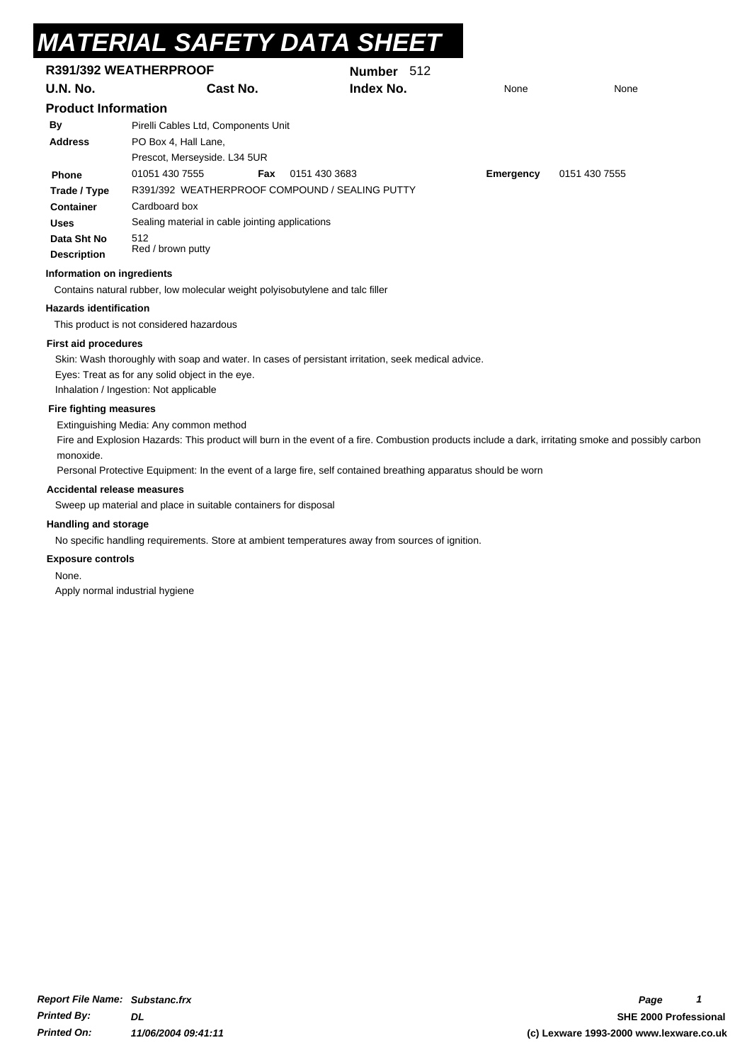# MATERIAL SAFETY DATA SHEET

| **R391/392 WEATHERPROOF** | | **Number** 512 | | |
|---|---|---|---|---|
| **U.N. No.** | **Cast No.** | **Index No.** | None | None |

## Product Information

| | | | | | |
|---|---|---|---|---|---|
| **By** | Pirelli Cables Ltd, Components Unit | | | | |
| **Address** | PO Box 4, Hall Lane, Prescot, Merseyside. L34 5UR | | | | |
| **Phone** | 01051 430 7555 | **Fax** | 0151 430 3683 | **Emergency** | 0151 430 7555 |
| **Trade / Type** | R391/392 WEATHERPROOF COMPOUND / SEALING PUTTY | | | | |
| **Container** | Cardboard box | | | | |
| **Uses** | Sealing material in cable jointing applications | | | | |
| **Data Sht No** | 512 | | | | |
| **Description** | Red / brown putty | | | | |

### Information on ingredients

Contains natural rubber, low molecular weight polyisobutylene and talc filler

### Hazards identification

This product is not considered hazardous

### First aid procedures

Skin: Wash thoroughly with soap and water. In cases of persistant irritation, seek medical advice.
Eyes: Treat as for any solid object in the eye.
Inhalation / Ingestion: Not applicable

### Fire fighting measures

Extinguishing Media: Any common method
Fire and Explosion Hazards: This product will burn in the event of a fire. Combustion products include a dark, irritating smoke and possibly carbon monoxide.
Personal Protective Equipment: In the event of a large fire, self contained breathing apparatus should be worn

### Accidental release measures

Sweep up material and place in suitable containers for disposal

### Handling and storage

No specific handling requirements. Store at ambient temperatures away from sources of ignition.

### Exposure controls

None.
Apply normal industrial hygiene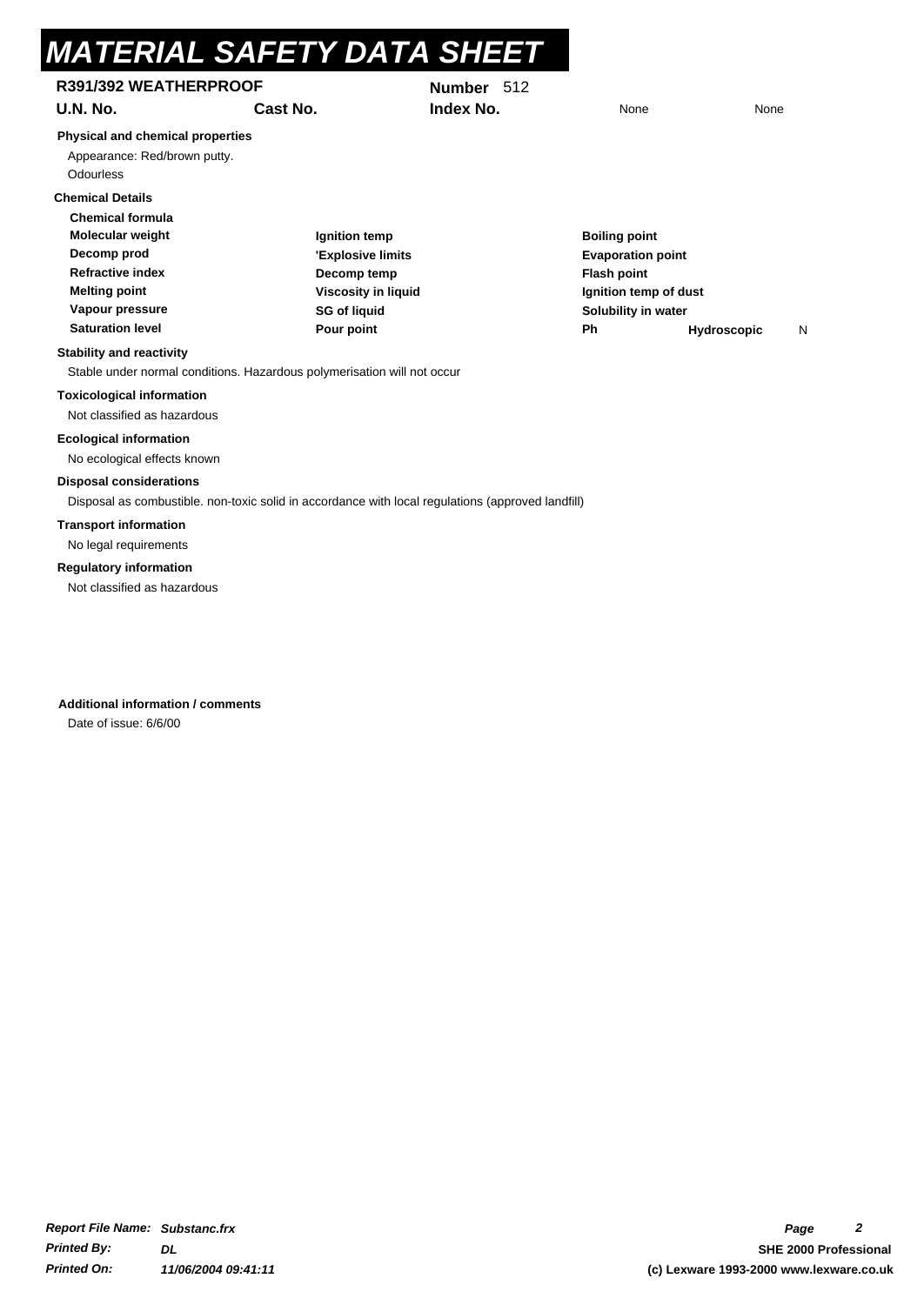# MATERIAL SAFETY DATA SHEET

**R391/392 WEATHERPROOF** **Number** 512

| **U.N. No.** | **Cast No.** | **Index No.** | | |
|---|---|---|---|---|
| | | | None | None |

**Physical and chemical properties**

Appearance: Red/brown putty.
Odourless

**Chemical Details**

| | | | | | |
|---|---|---|---|---|---|
| **Chemical formula** | | | | | |
| **Molecular weight** | **Ignition temp** | **Boiling point** | | | |
| **Decomp prod** | **'Explosive limits** | **Evaporation point** | | | |
| **Refractive index** | **Decomp temp** | **Flash point** | | | |
| **Melting point** | **Viscosity in liquid** | **Ignition temp of dust** | | | |
| **Vapour pressure** | **SG of liquid** | **Solubility in water** | | | |
| **Saturation level** | **Pour point** | **Ph** | | **Hydroscopic** | N |

**Stability and reactivity**

Stable under normal conditions. Hazardous polymerisation will not occur

**Toxicological information**

Not classified as hazardous

**Ecological information**

No ecological effects known

**Disposal considerations**

Disposal as combustible. non-toxic solid in accordance with local regulations (approved landfill)

**Transport information**

No legal requirements

**Regulatory information**

Not classified as hazardous

**Additional information / comments**

Date of issue: 6/6/00

***Report File Name:*** ***Substanc.frx***
***Printed By:*** ***DL***
***Printed On:*** ***11/06/2004 09:41:11***

**SHE 2000 Professional**
**(c) Lexware 1993-2000 www.lexware.co.uk**